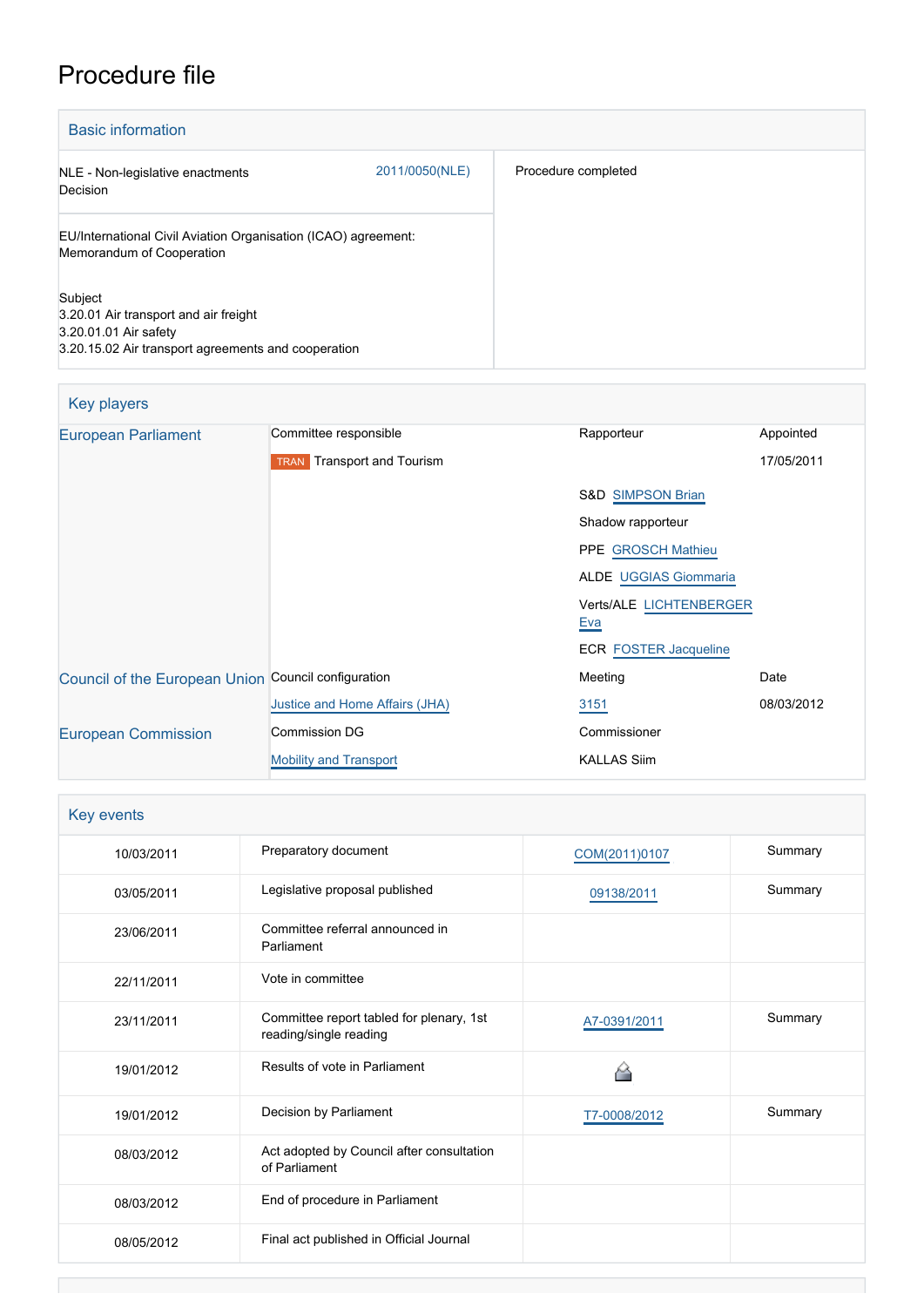# Procedure file

## Basic information

| | | |
|---|---|---|
| NLE - Non-legislative enactments<br>Decision | 2011/0050(NLE) | Procedure completed |
| EU/International Civil Aviation Organisation (ICAO) agreement: Memorandum of Cooperation<br><br>Subject<br>3.20.01 Air transport and air freight<br>3.20.01.01 Air safety<br>3.20.15.02 Air transport agreements and cooperation | | |

## Key players

| | | | |
|---|---|---|---|
| European Parliament | Committee responsible | Rapporteur | Appointed |
| | TRAN Transport and Tourism | | 17/05/2011 |
| | | S&D SIMPSON Brian | |
| | | Shadow rapporteur | |
| | | PPE GROSCH Mathieu | |
| | | ALDE UGGIAS Giommaria | |
| | | Verts/ALE LICHTENBERGER Eva | |
| | | ECR FOSTER Jacqueline | |
| Council of the European Union | Council configuration | Meeting | Date |
| | Justice and Home Affairs (JHA) | 3151 | 08/03/2012 |
| European Commission | Commission DG | Commissioner | |
| | Mobility and Transport | KALLAS Siim | |

## Key events

| | | | |
|---|---|---|---|
| 10/03/2011 | Preparatory document | COM(2011)0107 | Summary |
| 03/05/2011 | Legislative proposal published | 09138/2011 | Summary |
| 23/06/2011 | Committee referral announced in Parliament | | |
| 22/11/2011 | Vote in committee | | |
| 23/11/2011 | Committee report tabled for plenary, 1st reading/single reading | A7-0391/2011 | Summary |
| 19/01/2012 | Results of vote in Parliament | | |
| 19/01/2012 | Decision by Parliament | T7-0008/2012 | Summary |
| 08/03/2012 | Act adopted by Council after consultation of Parliament | | |
| 08/03/2012 | End of procedure in Parliament | | |
| 08/05/2012 | Final act published in Official Journal | | |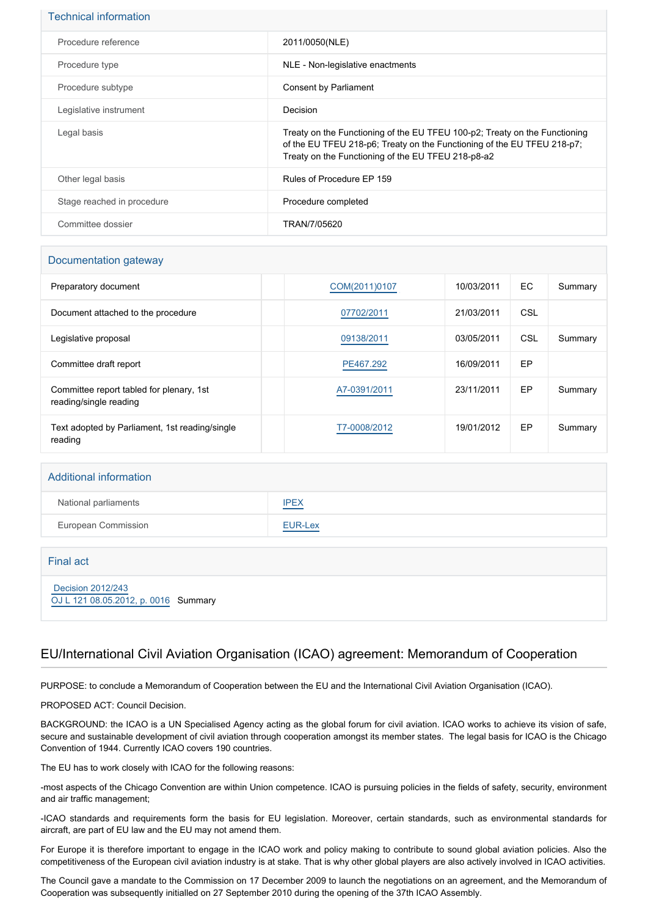### Technical information

| | |
|---|---|
| Procedure reference | 2011/0050(NLE) |
| Procedure type | NLE - Non-legislative enactments |
| Procedure subtype | Consent by Parliament |
| Legislative instrument | Decision |
| Legal basis | Treaty on the Functioning of the EU TFEU 100-p2; Treaty on the Functioning of the EU TFEU 218-p6; Treaty on the Functioning of the EU TFEU 218-p7; Treaty on the Functioning of the EU TFEU 218-p8-a2 |
| Other legal basis | Rules of Procedure EP 159 |
| Stage reached in procedure | Procedure completed |
| Committee dossier | TRAN/7/05620 |

### Documentation gateway

| | | | | | |
|---|---|---|---|---|---|
| Preparatory document | | COM(2011)0107 | 10/03/2011 | EC | Summary |
| Document attached to the procedure | | 07702/2011 | 21/03/2011 | CSL | |
| Legislative proposal | | 09138/2011 | 03/05/2011 | CSL | Summary |
| Committee draft report | | PE467.292 | 16/09/2011 | EP | |
| Committee report tabled for plenary, 1st reading/single reading | | A7-0391/2011 | 23/11/2011 | EP | Summary |
| Text adopted by Parliament, 1st reading/single reading | | T7-0008/2012 | 19/01/2012 | EP | Summary |

### Additional information

| | |
|---|---|
| National parliaments | IPEX |
| European Commission | EUR-Lex |

### Final act

Decision 2012/243
OJ L 121 08.05.2012, p. 0016 Summary

## EU/International Civil Aviation Organisation (ICAO) agreement: Memorandum of Cooperation

PURPOSE: to conclude a Memorandum of Cooperation between the EU and the International Civil Aviation Organisation (ICAO).

PROPOSED ACT: Council Decision.

BACKGROUND: the ICAO is a UN Specialised Agency acting as the global forum for civil aviation. ICAO works to achieve its vision of safe, secure and sustainable development of civil aviation through cooperation amongst its member states. The legal basis for ICAO is the Chicago Convention of 1944. Currently ICAO covers 190 countries.

The EU has to work closely with ICAO for the following reasons:

-most aspects of the Chicago Convention are within Union competence. ICAO is pursuing policies in the fields of safety, security, environment and air traffic management;

-ICAO standards and requirements form the basis for EU legislation. Moreover, certain standards, such as environmental standards for aircraft, are part of EU law and the EU may not amend them.

For Europe it is therefore important to engage in the ICAO work and policy making to contribute to sound global aviation policies. Also the competitiveness of the European civil aviation industry is at stake. That is why other global players are also actively involved in ICAO activities.

The Council gave a mandate to the Commission on 17 December 2009 to launch the negotiations on an agreement, and the Memorandum of Cooperation was subsequently initialled on 27 September 2010 during the opening of the 37th ICAO Assembly.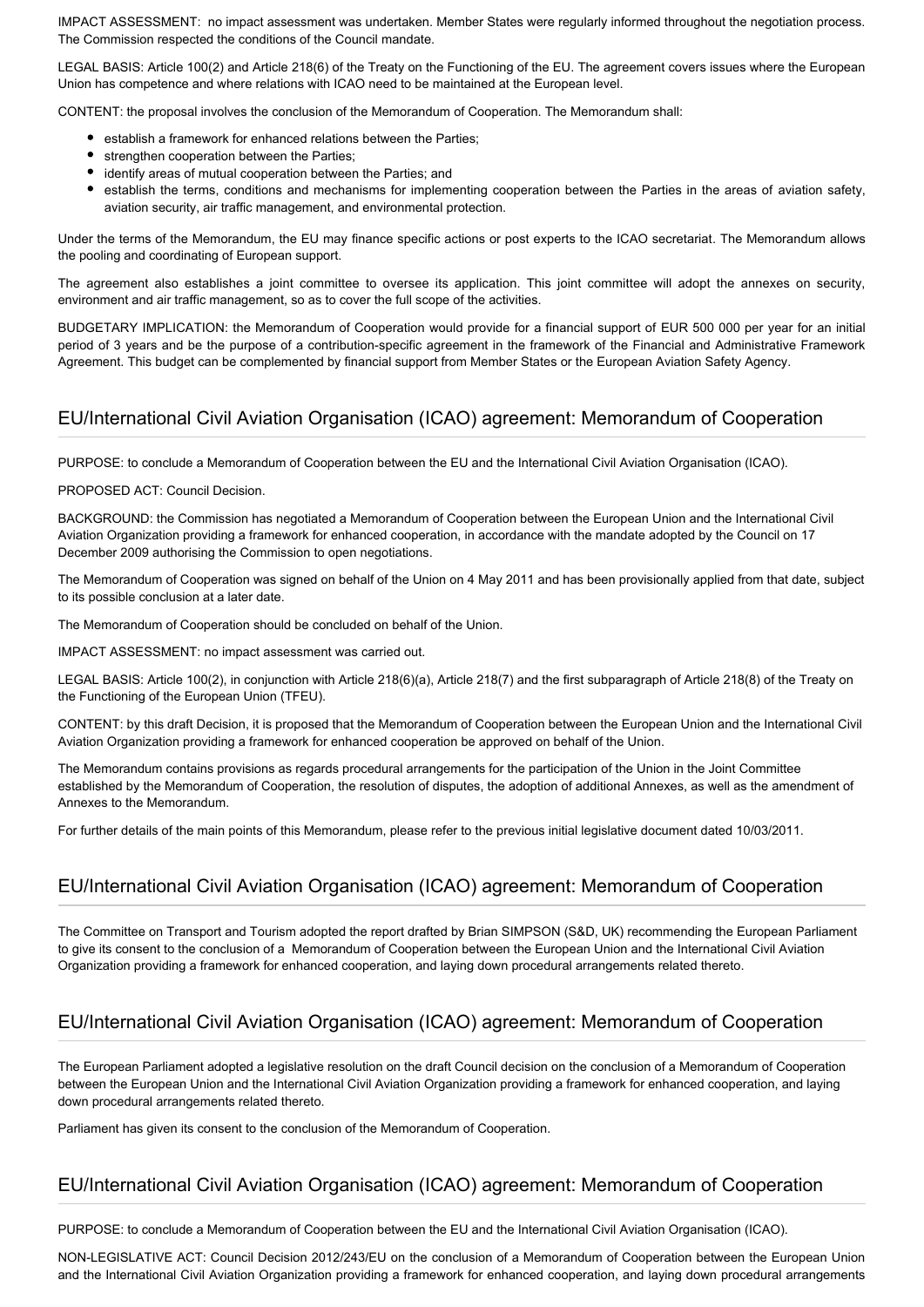IMPACT ASSESSMENT: no impact assessment was undertaken. Member States were regularly informed throughout the negotiation process. The Commission respected the conditions of the Council mandate.

LEGAL BASIS: Article 100(2) and Article 218(6) of the Treaty on the Functioning of the EU. The agreement covers issues where the European Union has competence and where relations with ICAO need to be maintained at the European level.

CONTENT: the proposal involves the conclusion of the Memorandum of Cooperation. The Memorandum shall:

- establish a framework for enhanced relations between the Parties;
- strengthen cooperation between the Parties;
- identify areas of mutual cooperation between the Parties; and
- establish the terms, conditions and mechanisms for implementing cooperation between the Parties in the areas of aviation safety, aviation security, air traffic management, and environmental protection.

Under the terms of the Memorandum, the EU may finance specific actions or post experts to the ICAO secretariat. The Memorandum allows the pooling and coordinating of European support.

The agreement also establishes a joint committee to oversee its application. This joint committee will adopt the annexes on security, environment and air traffic management, so as to cover the full scope of the activities.

BUDGETARY IMPLICATION: the Memorandum of Cooperation would provide for a financial support of EUR 500 000 per year for an initial period of 3 years and be the purpose of a contribution-specific agreement in the framework of the Financial and Administrative Framework Agreement. This budget can be complemented by financial support from Member States or the European Aviation Safety Agency.

## EU/International Civil Aviation Organisation (ICAO) agreement: Memorandum of Cooperation

PURPOSE: to conclude a Memorandum of Cooperation between the EU and the International Civil Aviation Organisation (ICAO).

PROPOSED ACT: Council Decision.

BACKGROUND: the Commission has negotiated a Memorandum of Cooperation between the European Union and the International Civil Aviation Organization providing a framework for enhanced cooperation, in accordance with the mandate adopted by the Council on 17 December 2009 authorising the Commission to open negotiations.

The Memorandum of Cooperation was signed on behalf of the Union on 4 May 2011 and has been provisionally applied from that date, subject to its possible conclusion at a later date.

The Memorandum of Cooperation should be concluded on behalf of the Union.

IMPACT ASSESSMENT: no impact assessment was carried out.

LEGAL BASIS: Article 100(2), in conjunction with Article 218(6)(a), Article 218(7) and the first subparagraph of Article 218(8) of the Treaty on the Functioning of the European Union (TFEU).

CONTENT: by this draft Decision, it is proposed that the Memorandum of Cooperation between the European Union and the International Civil Aviation Organization providing a framework for enhanced cooperation be approved on behalf of the Union.

The Memorandum contains provisions as regards procedural arrangements for the participation of the Union in the Joint Committee established by the Memorandum of Cooperation, the resolution of disputes, the adoption of additional Annexes, as well as the amendment of Annexes to the Memorandum.

For further details of the main points of this Memorandum, please refer to the previous initial legislative document dated 10/03/2011.

## EU/International Civil Aviation Organisation (ICAO) agreement: Memorandum of Cooperation

The Committee on Transport and Tourism adopted the report drafted by Brian SIMPSON (S&D, UK) recommending the European Parliament to give its consent to the conclusion of a Memorandum of Cooperation between the European Union and the International Civil Aviation Organization providing a framework for enhanced cooperation, and laying down procedural arrangements related thereto.

## EU/International Civil Aviation Organisation (ICAO) agreement: Memorandum of Cooperation

The European Parliament adopted a legislative resolution on the draft Council decision on the conclusion of a Memorandum of Cooperation between the European Union and the International Civil Aviation Organization providing a framework for enhanced cooperation, and laying down procedural arrangements related thereto.

Parliament has given its consent to the conclusion of the Memorandum of Cooperation.

## EU/International Civil Aviation Organisation (ICAO) agreement: Memorandum of Cooperation

PURPOSE: to conclude a Memorandum of Cooperation between the EU and the International Civil Aviation Organisation (ICAO).

NON-LEGISLATIVE ACT: Council Decision 2012/243/EU on the conclusion of a Memorandum of Cooperation between the European Union and the International Civil Aviation Organization providing a framework for enhanced cooperation, and laying down procedural arrangements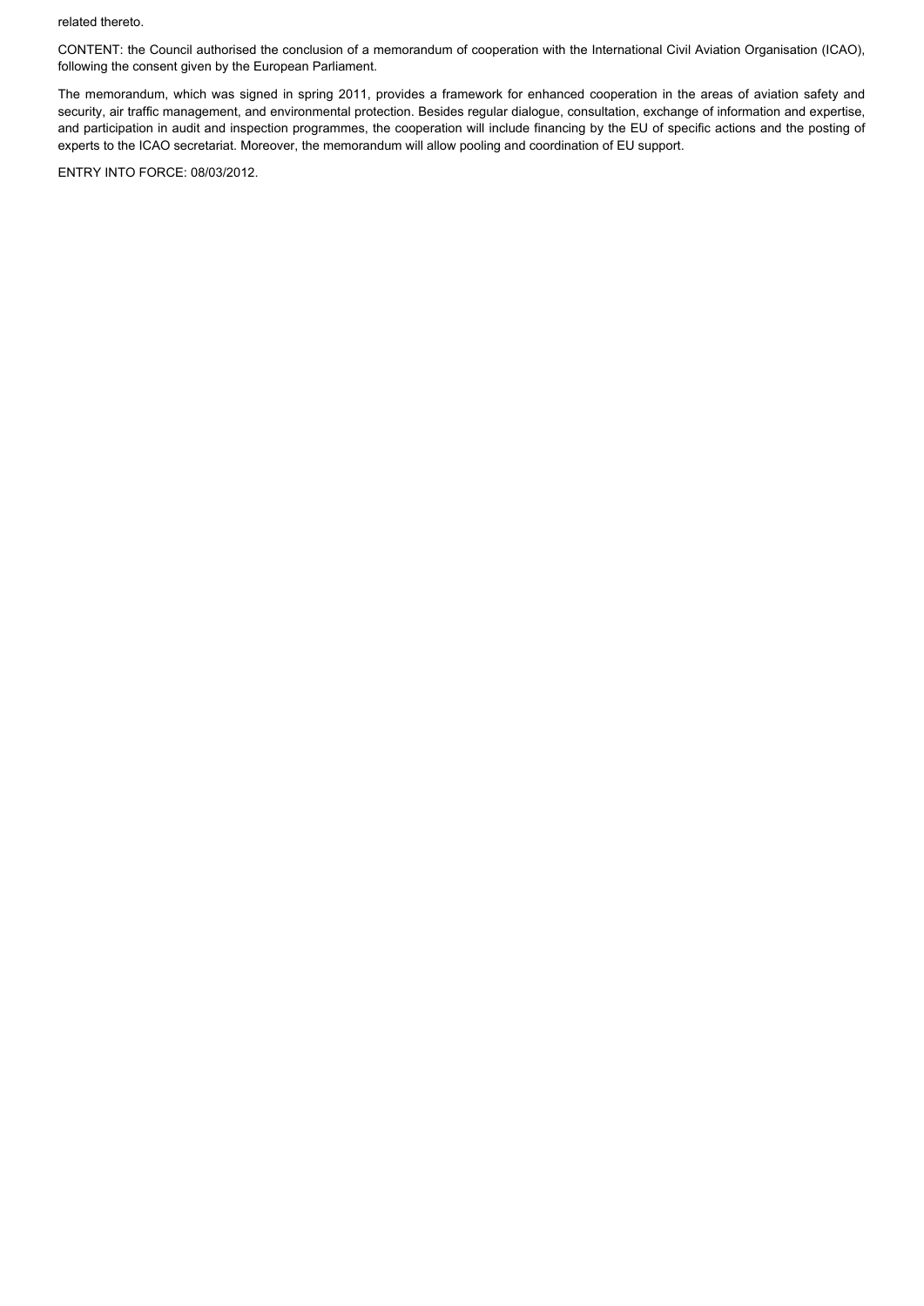related thereto.

CONTENT: the Council authorised the conclusion of a memorandum of cooperation with the International Civil Aviation Organisation (ICAO), following the consent given by the European Parliament.

The memorandum, which was signed in spring 2011, provides a framework for enhanced cooperation in the areas of aviation safety and security, air traffic management, and environmental protection. Besides regular dialogue, consultation, exchange of information and expertise, and participation in audit and inspection programmes, the cooperation will include financing by the EU of specific actions and the posting of experts to the ICAO secretariat. Moreover, the memorandum will allow pooling and coordination of EU support.

ENTRY INTO FORCE: 08/03/2012.